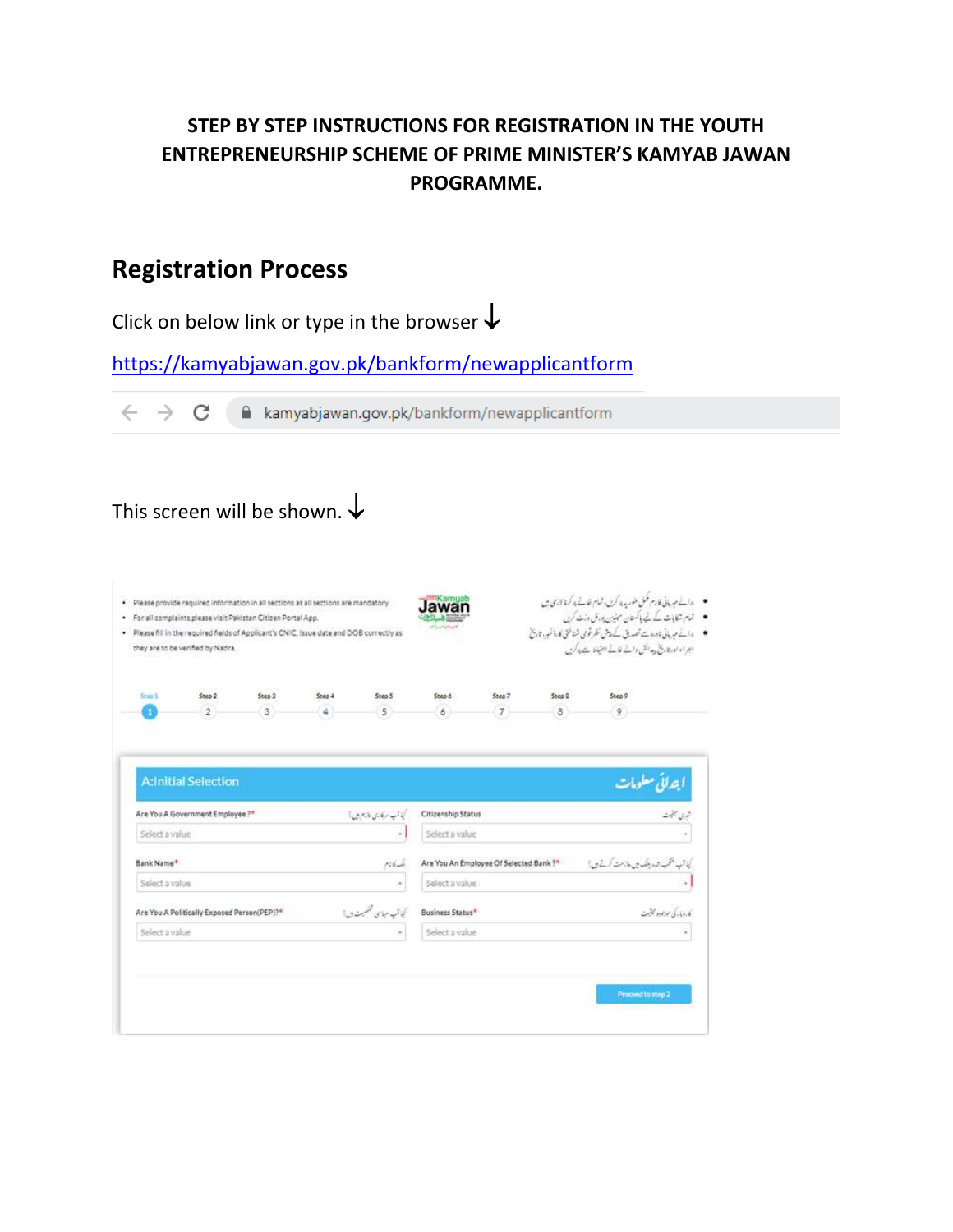**STEP BY STEP INSTRUCTIONS FOR REGISTRATION IN THE YOUTH ENTREPRENEURSHIP SCHEME OF PRIME MINISTER'S KAMYAB JAWAN PROGRAMME.**

## Registration Process

Click on below link or type in the browser ↓

https://kamyabjawan.gov.pk/bankform/newapplicantform

kamyabjawan.gov.pk/bankform/newapplicantform

This screen will be shown. ↓

- Please provide required information in all sections as all sections are mandatory.
- For all complaints,please visit Pakistan Citizen Portal App.
- Please fill in the required fields of Applicant's CNIC, Issue date and DOB correctly as they are to be verified by Nadra.

Step 1 | Step 2 | Step 3 | Step 4 | Step 5 | Step 6 | Step 7 | Step 8 | Step 9

**A:Initial Selection**

| Field | Value | Field | Value |
|---|---|---|---|
| Are You A Government Employee?* | Select a value | Citizenship Status | Select a value |
| Bank Name* | Select a value | Are You An Employee Of Selected Bank?* | Select a value |
| Are You A Politically Exposed Person(PEP)?* | Select a value | Business Status* | Select a value |

Proceed to step 2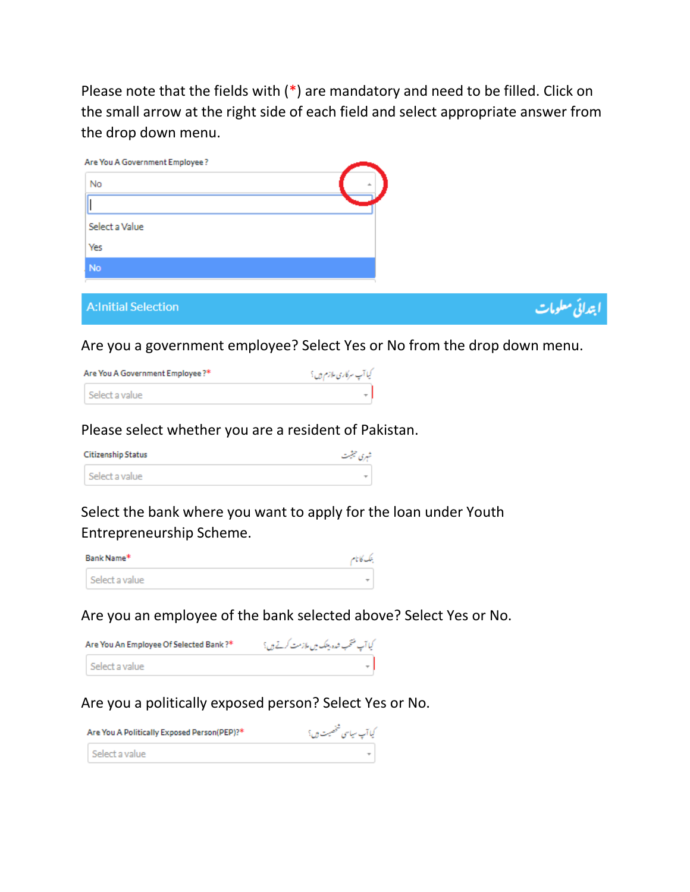Please note that the fields with (*) are mandatory and need to be filled. Click on the small arrow at the right side of each field and select appropriate answer from the drop down menu.

Are You A Government Employee ?

No

Select a Value

Yes

No

## A:Initial Selection ابتدائی معلومات

Are you a government employee? Select Yes or No from the drop down menu.

Are You A Government Employee ?* کیا آپ سرکاری ملازم ہیں؟

Select a value

Please select whether you are a resident of Pakistan.

Citizenship Status شہری حیثیت

Select a value

Select the bank where you want to apply for the loan under Youth Entrepreneurship Scheme.

Bank Name* بینک کا نام

Select a value

Are you an employee of the bank selected above? Select Yes or No.

Are You An Employee Of Selected Bank ?* کیا آپ منتخب شدہ بینک میں ملازمت کرتے ہیں؟

Select a value

Are you a politically exposed person? Select Yes or No.

Are You A Politically Exposed Person(PEP)?* کیا آپ سیاسی شخصیت ہیں؟

Select a value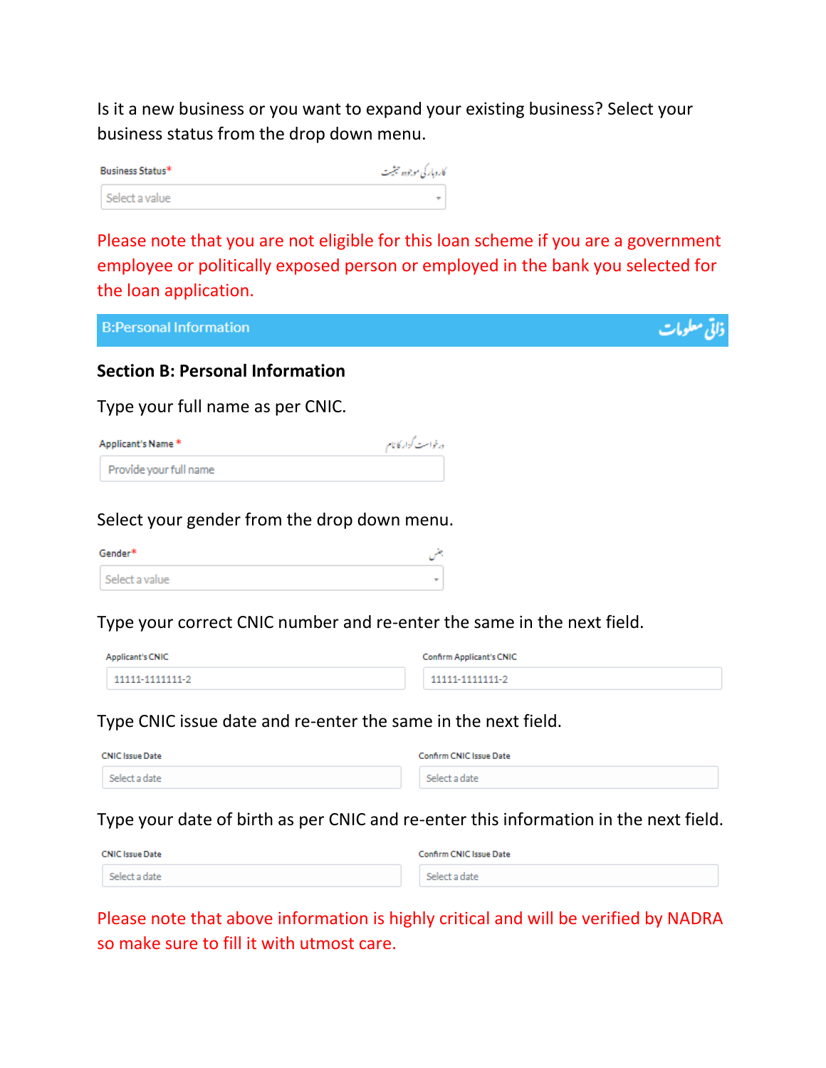Is it a new business or you want to expand your existing business? Select your business status from the drop down menu.

Business Status* کاروبار کی موجودہ حیثیت

Select a value

Please note that you are not eligible for this loan scheme if you are a government employee or politically exposed person or employed in the bank you selected for the loan application.

B:Personal Information ذاتی معلومات

**Section B: Personal Information**

Type your full name as per CNIC.

Applicant's Name * درخواست گزار کا نام

Provide your full name

Select your gender from the drop down menu.

Gender* جنس

Select a value

Type your correct CNIC number and re-enter the same in the next field.

Applicant's CNIC

11111-1111111-2

Confirm Applicant's CNIC

11111-1111111-2

Type CNIC issue date and re-enter the same in the next field.

CNIC Issue Date

Select a date

Confirm CNIC Issue Date

Select a date

Type your date of birth as per CNIC and re-enter this information in the next field.

CNIC Issue Date

Select a date

Confirm CNIC Issue Date

Select a date

Please note that above information is highly critical and will be verified by NADRA so make sure to fill it with utmost care.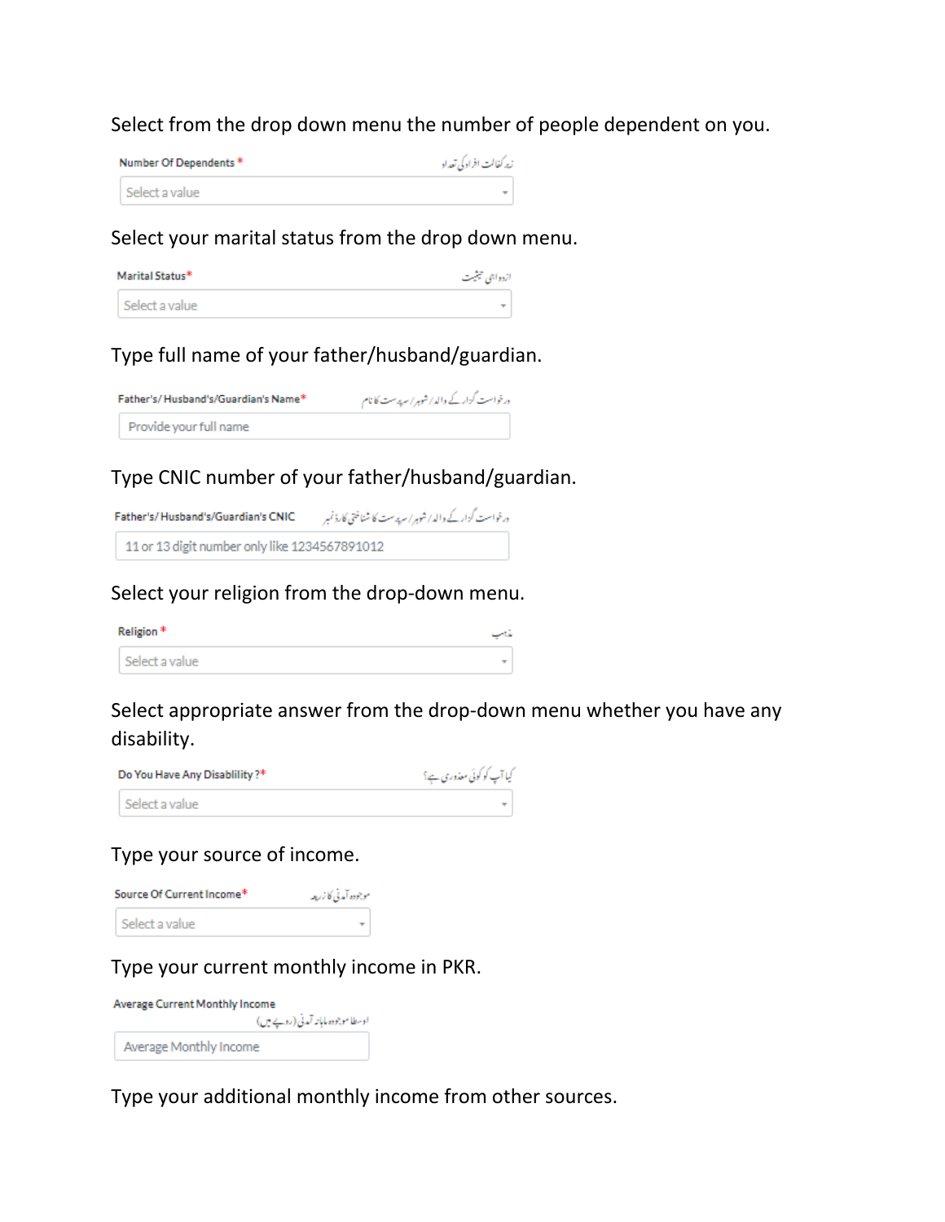Select from the drop down menu the number of people dependent on you.

Number Of Dependents * زیر کفالت افراد کی تعداد

Select a value

Select your marital status from the drop down menu.

Marital Status* ازدواجی حیثیت

Select a value

Type full name of your father/husband/guardian.

Father's/ Husband's/Guardian's Name* درخواست گزار کے والد / شوہر / سرپرست کا نام

Provide your full name

Type CNIC number of your father/husband/guardian.

Father's/ Husband's/Guardian's CNIC درخواست گزار کے والد / شوہر / سرپرست کا شناختی کارڈ نمبر

11 or 13 digit number only like 1234567891012

Select your religion from the drop-down menu.

Religion * مذہب

Select a value

Select appropriate answer from the drop-down menu whether you have any disability.

Do You Have Any Disablility ?* کیا آپ کو کوئی معذوری ہے؟

Select a value

Type your source of income.

Source Of Current Income* موجودہ آمدنی کا ذریعہ

Select a value

Type your current monthly income in PKR.

Average Current Monthly Income اوسطاً موجودہ ماہانہ آمدنی (روپے میں)

Average Monthly Income

Type your additional monthly income from other sources.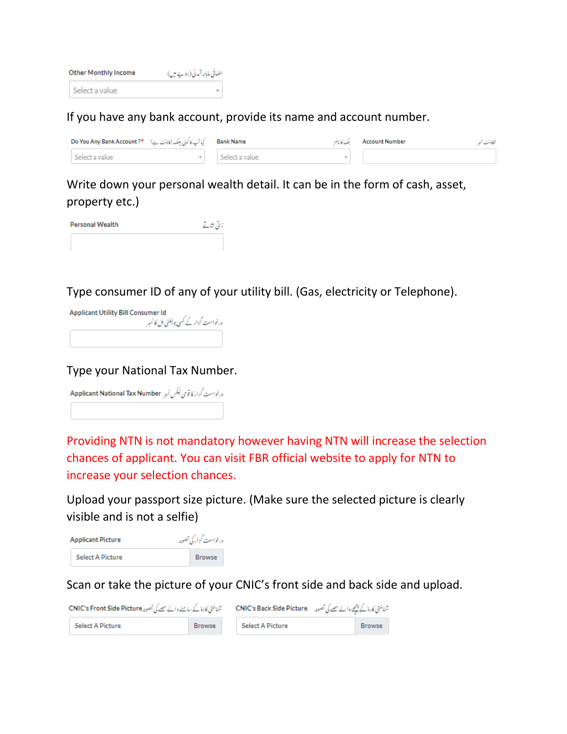Other Monthly Income اضافی ماہانہ آمدنی (روپے میں)

Select a value

If you have any bank account, provide its name and account number.

Do You Any Bank Account ?* کیا آپ کا کوئی بینک اکاؤنٹ ہے؟ | Bank Name بینک کا نام | Account Number اکاؤنٹ نمبر

Select a value | Select a value |

Write down your personal wealth detail. It can be in the form of cash, asset, property etc.)

Personal Wealth ذاتی اثاثے

Type consumer ID of any of your utility bill. (Gas, electricity or Telephone).

Applicant Utility Bill Consumer Id درخواست گزار کے کسی یوٹیلٹی بل کا نمبر

Type your National Tax Number.

Applicant National Tax Number درخواست گزار کا قومی ٹیکس نمبر

Providing NTN is not mandatory however having NTN will increase the selection chances of applicant. You can visit FBR official website to apply for NTN to increase your selection chances.

Upload your passport size picture. (Make sure the selected picture is clearly visible and is not a selfie)

Applicant Picture درخواست گزار کی تصویر

Select A Picture | Browse

Scan or take the picture of your CNIC's front side and back side and upload.

CNIC's Front Side Picture شناختی کارڈ کے سامنے والے حصے کی تصویر | CNIC's Back Side Picture شناختی کارڈ کے پیچھے والے حصے کی تصویر

Select A Picture | Browse | Select A Picture | Browse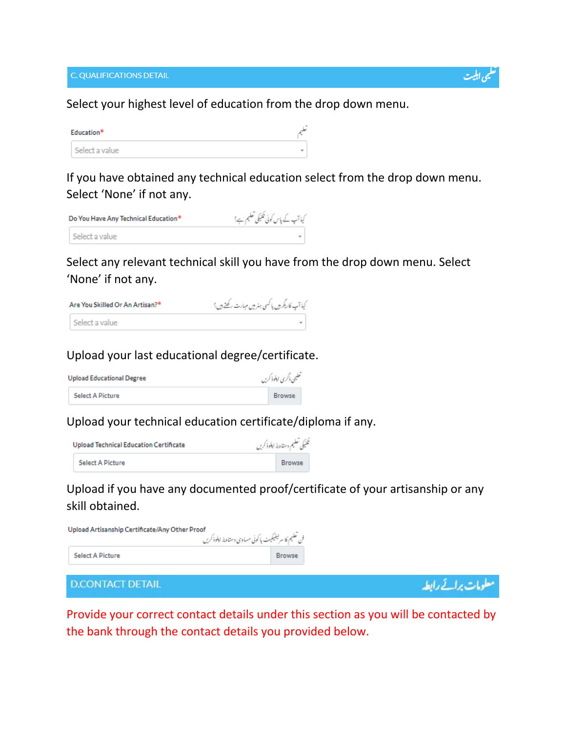## C. QUALIFICATIONS DETAIL تعلیمی اہلیت

Select your highest level of education from the drop down menu.

Education* تعلیم

Select a value

If you have obtained any technical education select from the drop down menu. Select 'None' if not any.

Do You Have Any Technical Education* کیا آپ کے پاس کوئی تکنیکی تعلیم ہے؟

Select a value

Select any relevant technical skill you have from the drop down menu. Select 'None' if not any.

Are You Skilled Or An Artisan?* کیا آپ کاریگر ہیں یا کسی ہنر میں مہارت رکھتے ہیں؟

Select a value

Upload your last educational degree/certificate.

Upload Educational Degree تعلیمی ڈگری اپلوڈ کریں

Select A Picture | Browse

Upload your technical education certificate/diploma if any.

Upload Technical Education Certificate تکنیکی تعلیم دستاویز اپلوڈ کریں

Select A Picture | Browse

Upload if you have any documented proof/certificate of your artisanship or any skill obtained.

Upload Artisanship Certificate/Any Other Proof فنی تعلیم کا سرٹیفکیٹ یا کوئی مساوی دستاویز اپلوڈ کریں

Select A Picture | Browse

## D.CONTACT DETAIL معلومات برائے رابطہ

Provide your correct contact details under this section as you will be contacted by the bank through the contact details you provided below.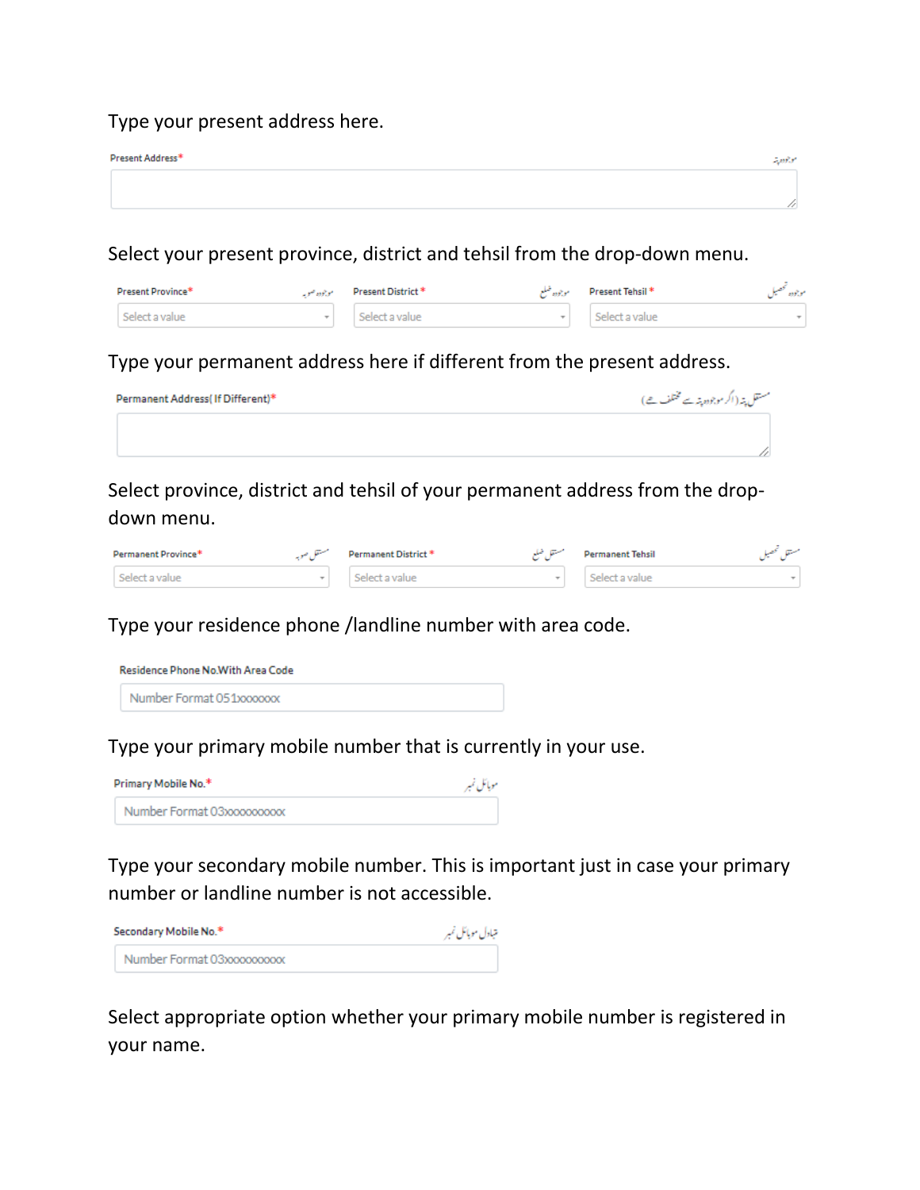Type your present address here.

Present Address* موجودہ پتہ

Select your present province, district and tehsil from the drop-down menu.

Present Province* موجودہ صوبہ — Select a value

Present District* موجودہ ضلع — Select a value

Present Tehsil* موجودہ تحصیل — Select a value

Type your permanent address here if different from the present address.

Permanent Address( If Different)* مستقل پتہ (اگر موجودہ پتہ سے مختلف ہے)

Select province, district and tehsil of your permanent address from the drop-down menu.

Permanent Province* مستقل صوبہ — Select a value

Permanent District* مستقل ضلع — Select a value

Permanent Tehsil مستقل تحصیل — Select a value

Type your residence phone /landline number with area code.

Residence Phone No.With Area Code — Number Format 051xxxxxxx

Type your primary mobile number that is currently in your use.

Primary Mobile No.* موبائل نمبر — Number Format 03xxxxxxxxx

Type your secondary mobile number. This is important just in case your primary number or landline number is not accessible.

Secondary Mobile No.* متبادل موبائل نمبر — Number Format 03xxxxxxxxx

Select appropriate option whether your primary mobile number is registered in your name.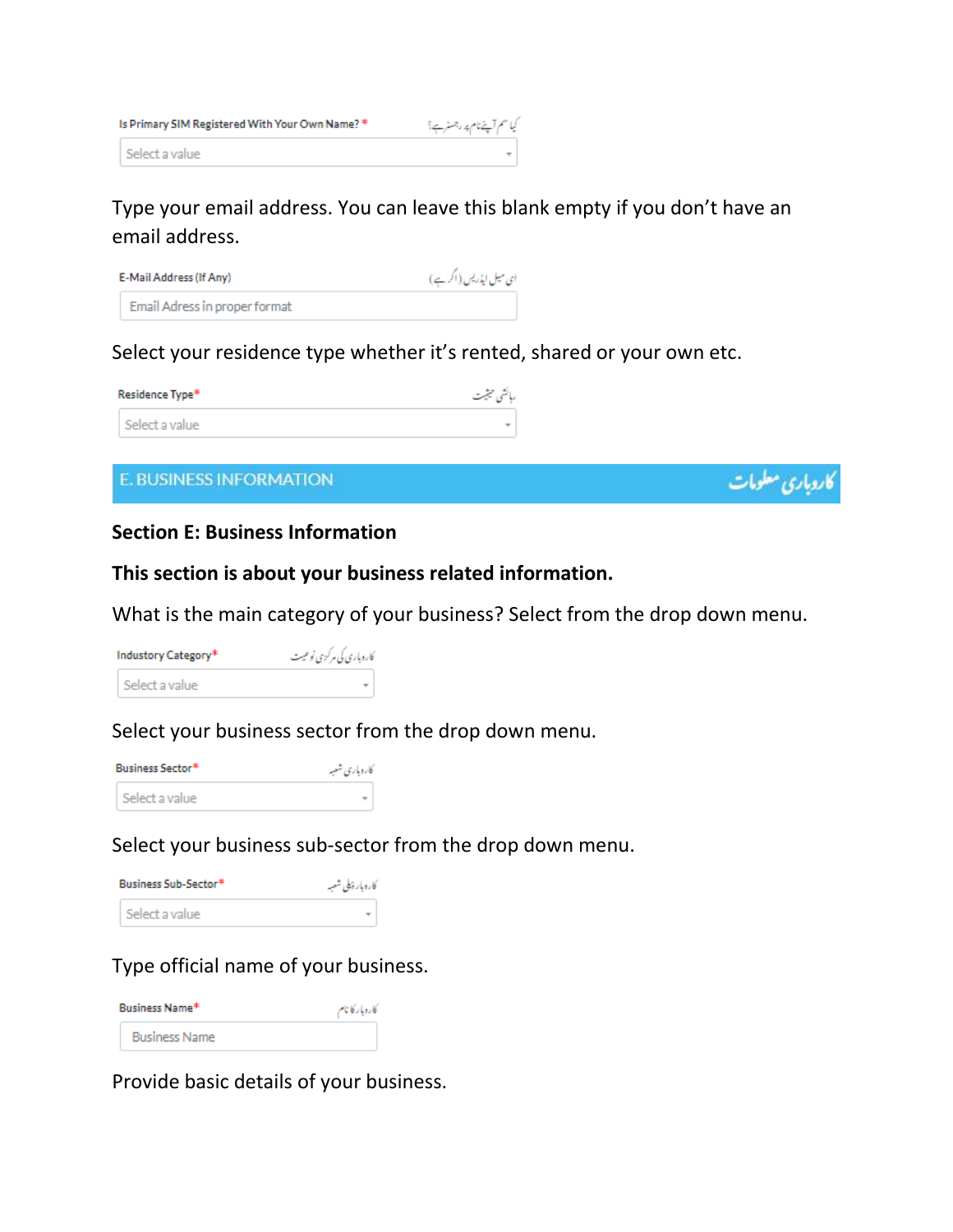Is Primary SIM Registered With Your Own Name? * کیا سم آپ کے اپنے نام پر رجسٹر ہے؟

Select a value

Type your email address. You can leave this blank empty if you don't have an email address.

E-Mail Address (If Any) ای میل ایڈریس (اگر ہے)

Email Adress in proper format

Select your residence type whether it's rented, shared or your own etc.

Residence Type* رہائشی حیثیت

Select a value

E. BUSINESS INFORMATION کاروباری معلومات

**Section E: Business Information**

**This section is about your business related information.**

What is the main category of your business? Select from the drop down menu.

Industory Category* کاروبار کی مرکزی نوعیت

Select a value

Select your business sector from the drop down menu.

Business Sector* کاروباری شعبہ

Select a value

Select your business sub-sector from the drop down menu.

Business Sub-Sector* کاروبار ذیلی شعبہ

Select a value

Type official name of your business.

Business Name* کاروبار کا نام

Business Name

Provide basic details of your business.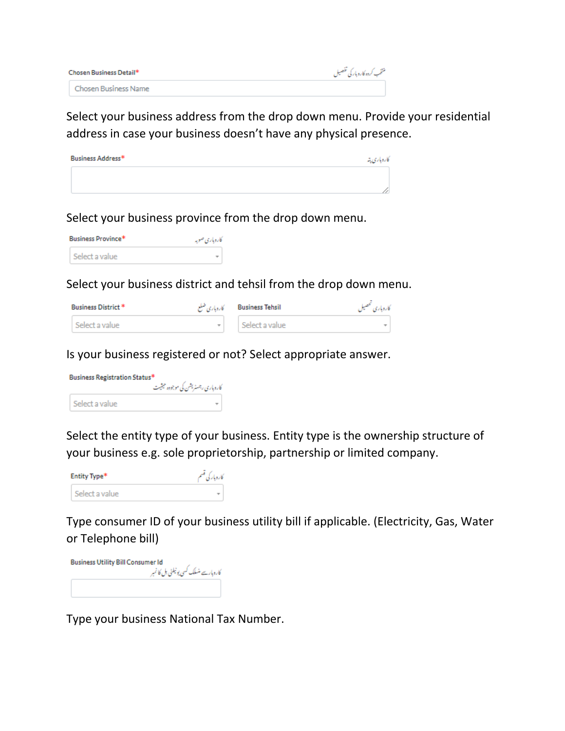Chosen Business Detail* منتخب کردہ کاروبار کی تفصیل

Chosen Business Name

Select your business address from the drop down menu. Provide your residential address in case your business doesn't have any physical presence.

Business Address* کاروباری پتہ

Select your business province from the drop down menu.

Business Province* کاروباری صوبہ

Select a value

Select your business district and tehsil from the drop down menu.

Business District* کاروباری ضلع

Select a value

Business Tehsil کاروباری تحصیل

Select a value

Is your business registered or not? Select appropriate answer.

Business Registration Status* کاروباری رجسٹریشن کی موجودہ حیثیت

Select a value

Select the entity type of your business. Entity type is the ownership structure of your business e.g. sole proprietorship, partnership or limited company.

Entity Type* کاروبار کی قسم

Select a value

Type consumer ID of your business utility bill if applicable. (Electricity, Gas, Water or Telephone bill)

Business Utility Bill Consumer Id کاروبار سے منسلک کسی یوٹیلٹی بل کا نمبر

Type your business National Tax Number.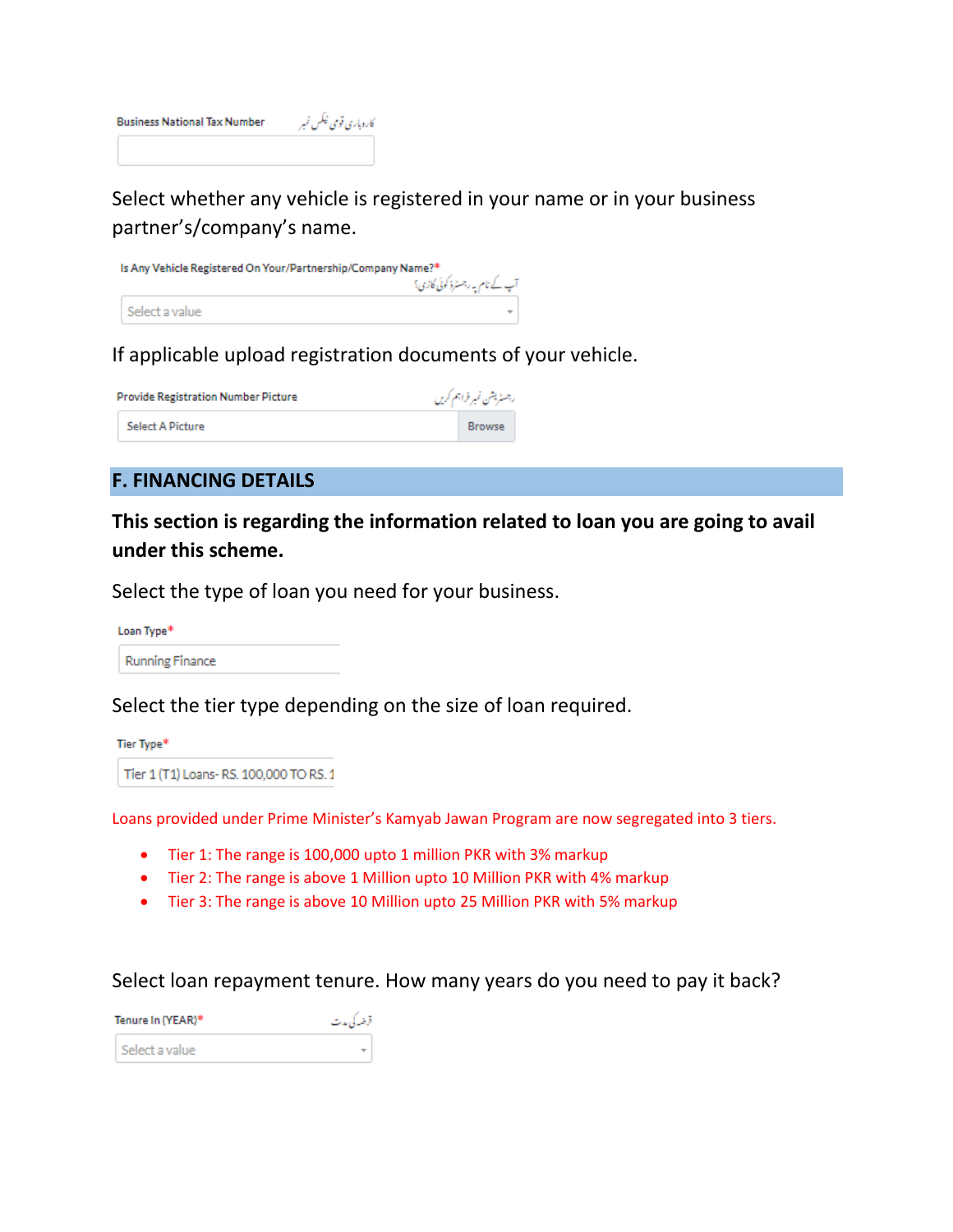Business National Tax Number کاروباری قومی ٹیکس نمبر

Select whether any vehicle is registered in your name or in your business partner's/company's name.

Is Any Vehicle Registered On Your/Partnership/Company Name?* آپ کے نام پہ رجسٹرڈ کوئی گاڑی؟

Select a value

If applicable upload registration documents of your vehicle.

Provide Registration Number Picture رجسٹریشن نمبر فراہم کریں

Select A Picture Browse

## F. FINANCING DETAILS

**This section is regarding the information related to loan you are going to avail under this scheme.**

Select the type of loan you need for your business.

Loan Type*

Running Finance

Select the tier type depending on the size of loan required.

Tier Type*

Tier 1 (T1) Loans- RS. 100,000 TO RS. 1

Loans provided under Prime Minister's Kamyab Jawan Program are now segregated into 3 tiers.

- Tier 1: The range is 100,000 upto 1 million PKR with 3% markup
- Tier 2: The range is above 1 Million upto 10 Million PKR with 4% markup
- Tier 3: The range is above 10 Million upto 25 Million PKR with 5% markup

Select loan repayment tenure. How many years do you need to pay it back?

Tenure In (YEAR)* قرضے کی مدت

Select a value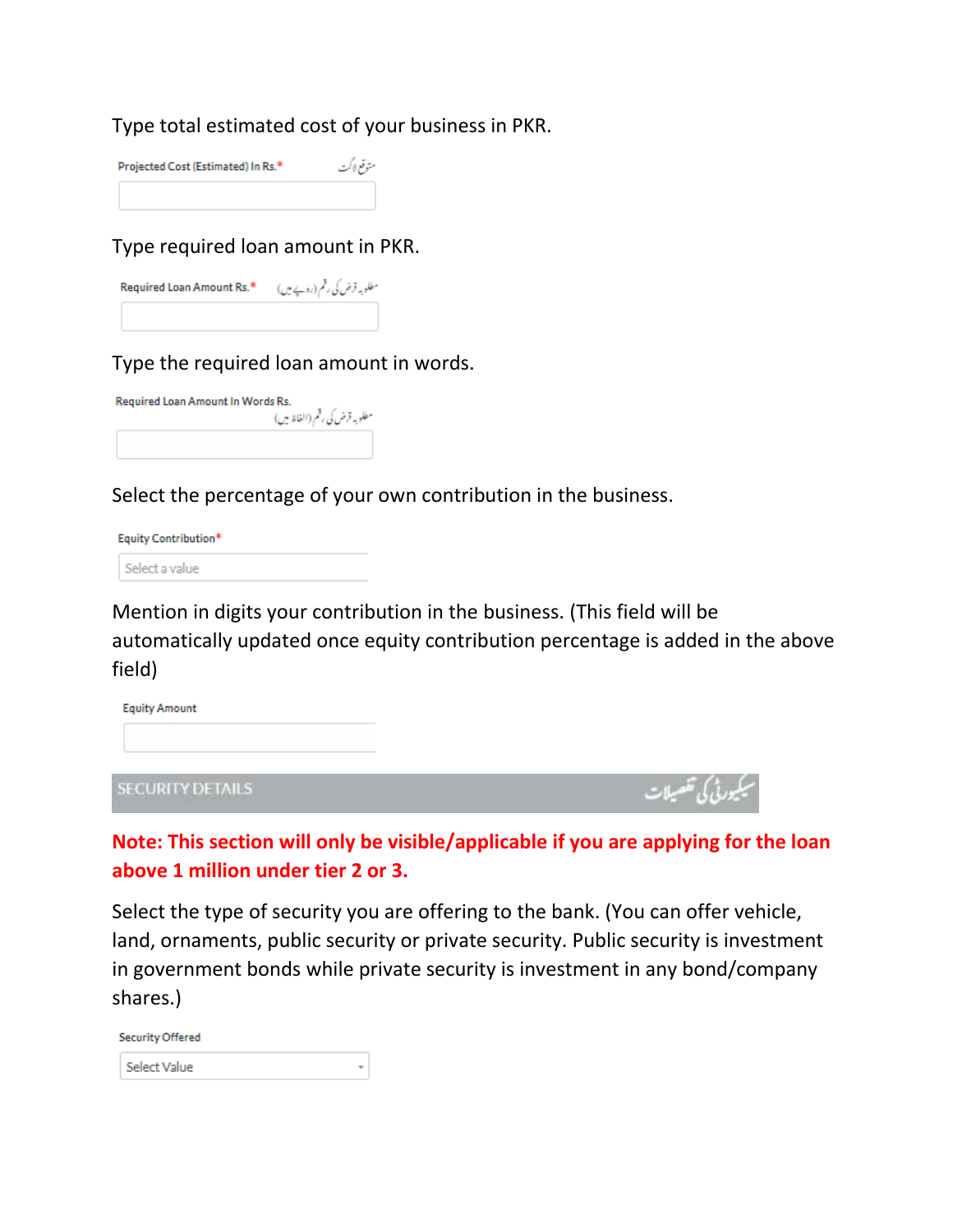Type total estimated cost of your business in PKR.

Projected Cost (Estimated) In Rs.* متوقع لاگت

Type required loan amount in PKR.

Required Loan Amount Rs.* مطلوبہ قرض کی رقم (روپے میں)

Type the required loan amount in words.

Required Loan Amount In Words Rs. مطلوبہ قرض کی رقم (الفاظ میں)

Select the percentage of your own contribution in the business.

Equity Contribution*

Select a value

Mention in digits your contribution in the business. (This field will be automatically updated once equity contribution percentage is added in the above field)

Equity Amount

## SECURITY DETAILS سیکیورٹی کی تفصیلات

**Note: This section will only be visible/applicable if you are applying for the loan above 1 million under tier 2 or 3.**

Select the type of security you are offering to the bank. (You can offer vehicle, land, ornaments, public security or private security. Public security is investment in government bonds while private security is investment in any bond/company shares.)

Security Offered

Select Value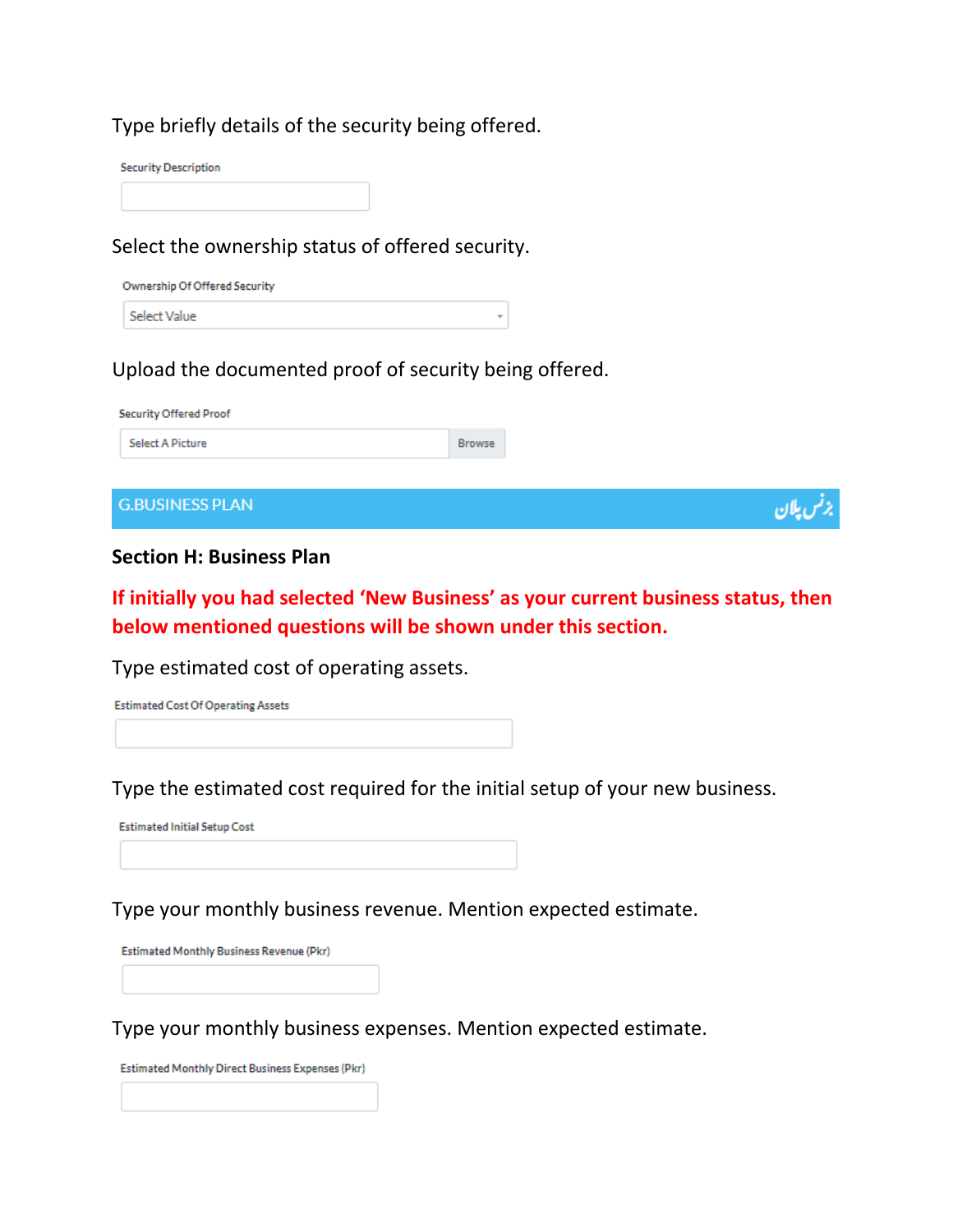Type briefly details of the security being offered.

Security Description

Select the ownership status of offered security.

Ownership Of Offered Security

Select Value

Upload the documented proof of security being offered.

Security Offered Proof

Select A Picture | Browse

G.BUSINESS PLAN بزنس پلان

**Section H: Business Plan**

**If initially you had selected 'New Business' as your current business status, then below mentioned questions will be shown under this section.**

Type estimated cost of operating assets.

Estimated Cost Of Operating Assets

Type the estimated cost required for the initial setup of your new business.

Estimated Initial Setup Cost

Type your monthly business revenue. Mention expected estimate.

Estimated Monthly Business Revenue (Pkr)

Type your monthly business expenses. Mention expected estimate.

Estimated Monthly Direct Business Expenses (Pkr)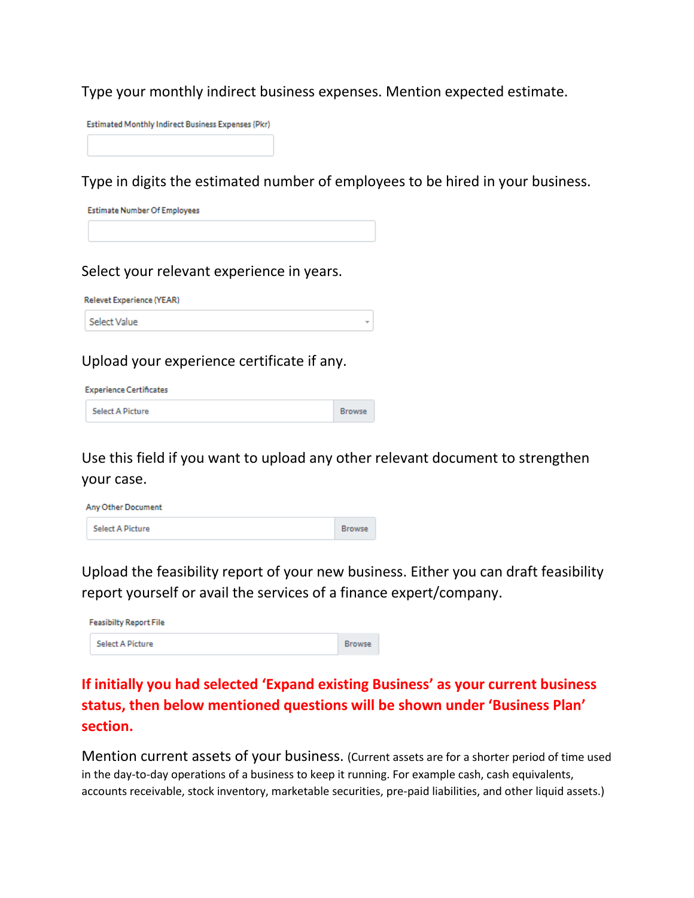Type your monthly indirect business expenses. Mention expected estimate.

Estimated Monthly Indirect Business Expenses (Pkr)

Type in digits the estimated number of employees to be hired in your business.

Estimate Number Of Employees

Select your relevant experience in years.

Relevet Experience (YEAR)

Select Value

Upload your experience certificate if any.

Experience Certificates

Select A Picture | Browse

Use this field if you want to upload any other relevant document to strengthen your case.

Any Other Document

Select A Picture | Browse

Upload the feasibility report of your new business. Either you can draft feasibility report yourself or avail the services of a finance expert/company.

Feasibilty Report File

Select A Picture | Browse

**If initially you had selected 'Expand existing Business' as your current business status, then below mentioned questions will be shown under 'Business Plan' section.**

Mention current assets of your business. (Current assets are for a shorter period of time used in the day-to-day operations of a business to keep it running. For example cash, cash equivalents, accounts receivable, stock inventory, marketable securities, pre-paid liabilities, and other liquid assets.)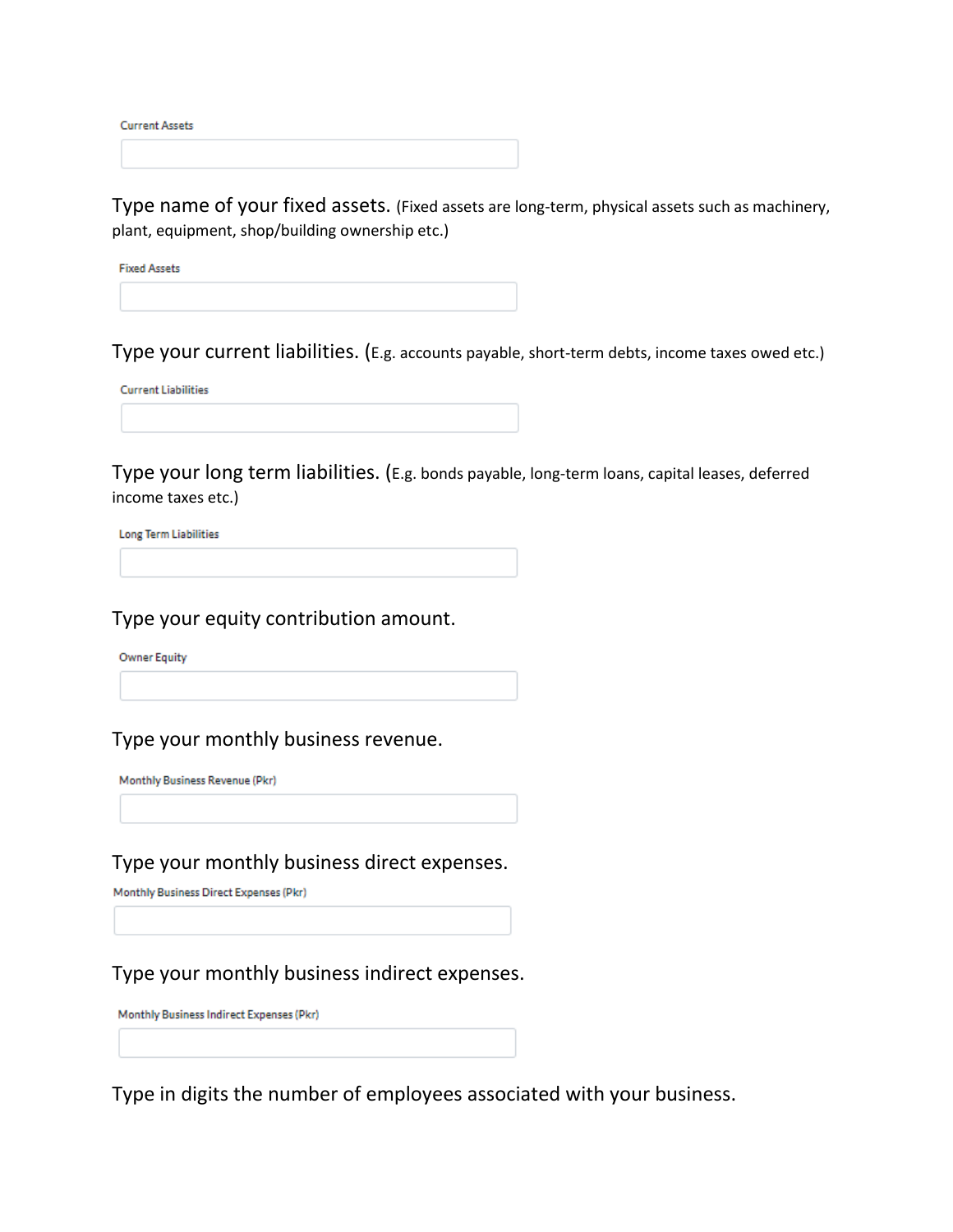Current Assets

Type name of your fixed assets. (Fixed assets are long-term, physical assets such as machinery, plant, equipment, shop/building ownership etc.)

Fixed Assets

Type your current liabilities. (E.g. accounts payable, short-term debts, income taxes owed etc.)

Current Liabilities

Type your long term liabilities. (E.g. bonds payable, long-term loans, capital leases, deferred income taxes etc.)

Long Term Liabilities

Type your equity contribution amount.

Owner Equity

Type your monthly business revenue.

Monthly Business Revenue (Pkr)

Type your monthly business direct expenses.

Monthly Business Direct Expenses (Pkr)

Type your monthly business indirect expenses.

Monthly Business Indirect Expenses (Pkr)

Type in digits the number of employees associated with your business.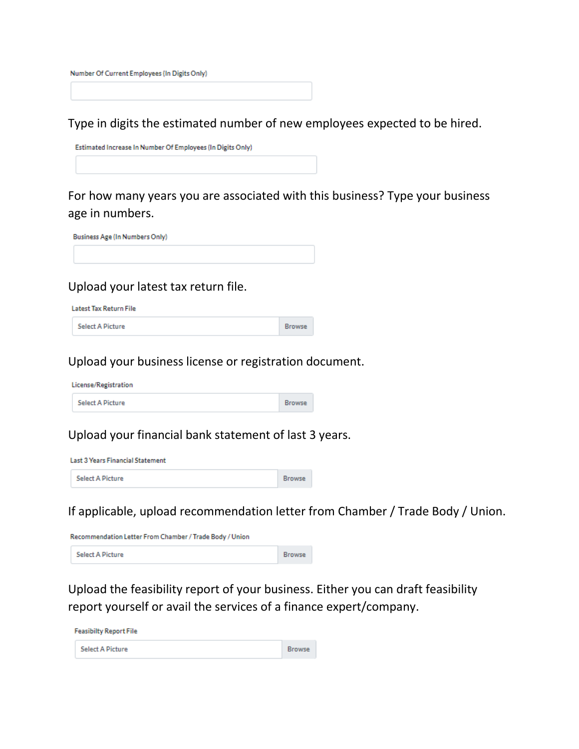Number Of Current Employees (In Digits Only)

Type in digits the estimated number of new employees expected to be hired.

Estimated Increase In Number Of Employees (In Digits Only)

For how many years you are associated with this business? Type your business age in numbers.

Business Age (In Numbers Only)

Upload your latest tax return file.

Latest Tax Return File

Select A Picture | Browse

Upload your business license or registration document.

License/Registration

Select A Picture | Browse

Upload your financial bank statement of last 3 years.

Last 3 Years Financial Statement

Select A Picture | Browse

If applicable, upload recommendation letter from Chamber / Trade Body / Union.

Recommendation Letter From Chamber / Trade Body / Union

Select A Picture | Browse

Upload the feasibility report of your business. Either you can draft feasibility report yourself or avail the services of a finance expert/company.

Feasibilty Report File

Select A Picture | Browse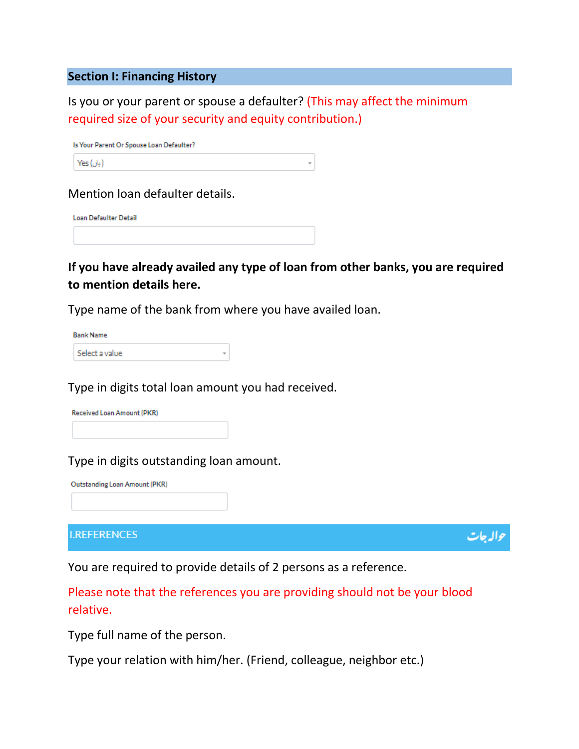## Section I: Financing History

Is you or your parent or spouse a defaulter? (This may affect the minimum required size of your security and equity contribution.)

Is Your Parent Or Spouse Loan Defaulter?

Yes (ہاں)

Mention loan defaulter details.

Loan Defaulter Detail

**If you have already availed any type of loan from other banks, you are required to mention details here.**

Type name of the bank from where you have availed loan.

Bank Name

Select a value

Type in digits total loan amount you had received.

Received Loan Amount (PKR)

Type in digits outstanding loan amount.

Outstanding Loan Amount (PKR)

## I.REFERENCES حوالہ جات

You are required to provide details of 2 persons as a reference.

Please note that the references you are providing should not be your blood relative.

Type full name of the person.

Type your relation with him/her. (Friend, colleague, neighbor etc.)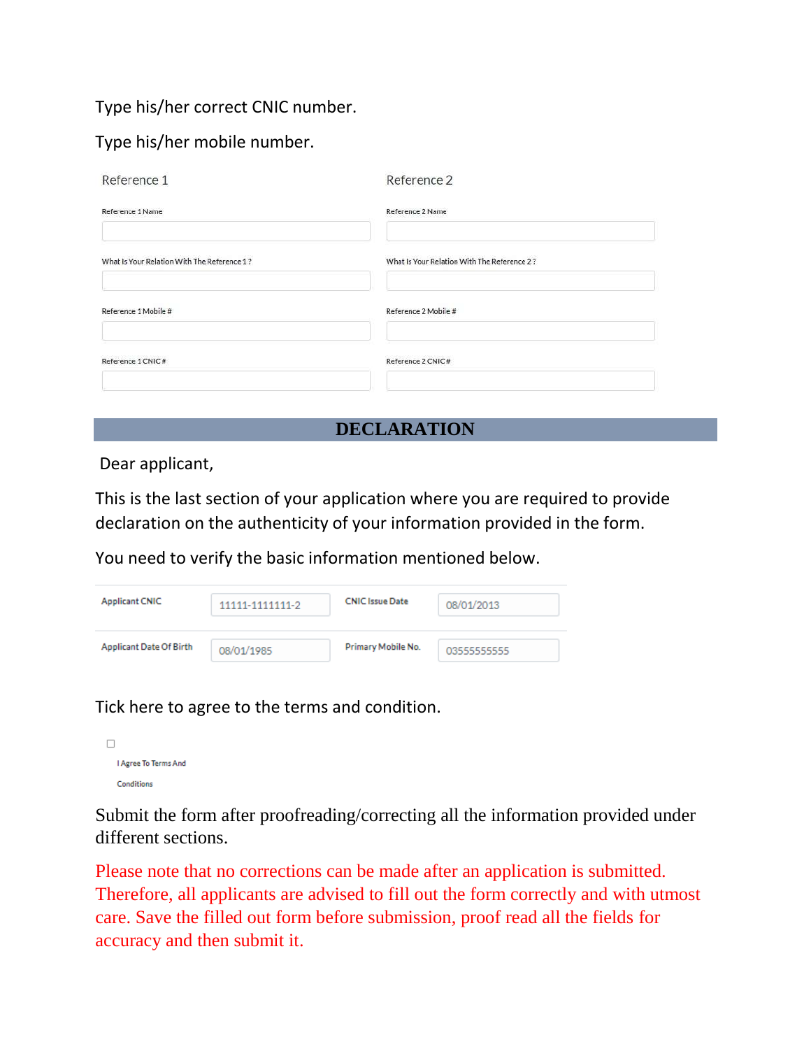Type his/her correct CNIC number.

Type his/her mobile number.

| Reference 1 | Reference 2 |
| --- | --- |
| Reference 1 Name | Reference 2 Name |
| | |
| What Is Your Relation With The Reference 1 ? | What Is Your Relation With The Reference 2 ? |
| | |
| Reference 1 Mobile # | Reference 2 Mobile # |
| | |
| Reference 1 CNIC # | Reference 2 CNIC # |
| | |

## DECLARATION

Dear applicant,

This is the last section of your application where you are required to provide declaration on the authenticity of your information provided in the form.

You need to verify the basic information mentioned below.

| | | | |
| --- | --- | --- | --- |
| Applicant CNIC | 11111-1111111-2 | CNIC Issue Date | 08/01/2013 |
| Applicant Date Of Birth | 08/01/1985 | Primary Mobile No. | 03555555555 |

Tick here to agree to the terms and condition.

☐ I Agree To Terms And Conditions

Submit the form after proofreading/correcting all the information provided under different sections.

Please note that no corrections can be made after an application is submitted. Therefore, all applicants are advised to fill out the form correctly and with utmost care. Save the filled out form before submission, proof read all the fields for accuracy and then submit it.